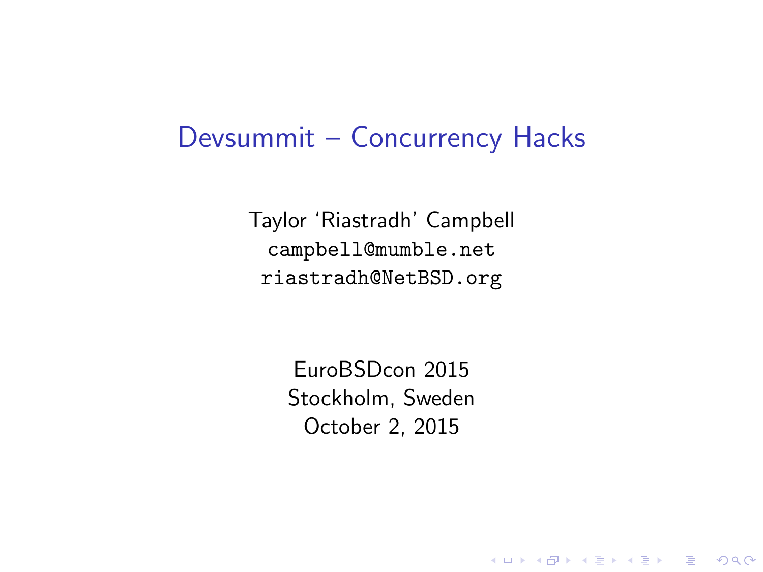# Devsummit – Concurrency Hacks

Taylor 'Riastradh' Campbell

`campbell@mumble.net`

`riastradh@NetBSD.org`

EuroBSDcon 2015

Stockholm, Sweden

October 2, 2015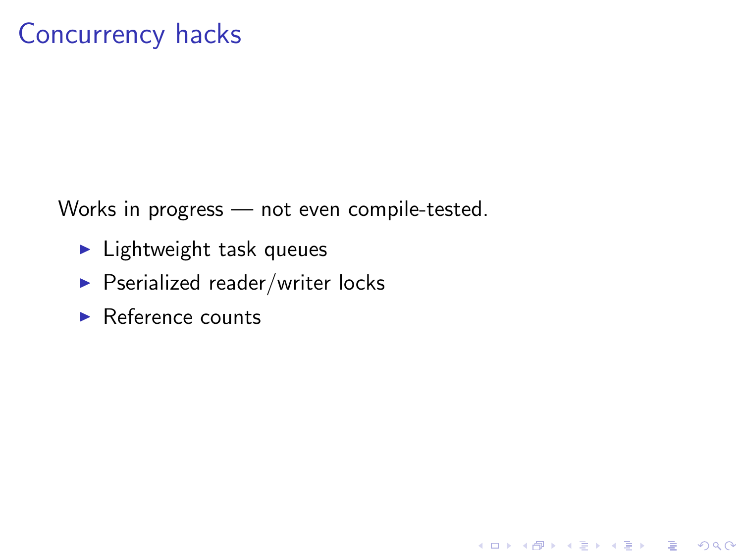# Concurrency hacks

Works in progress — not even compile-tested.

- Lightweight task queues
- Pserialized reader/writer locks
- Reference counts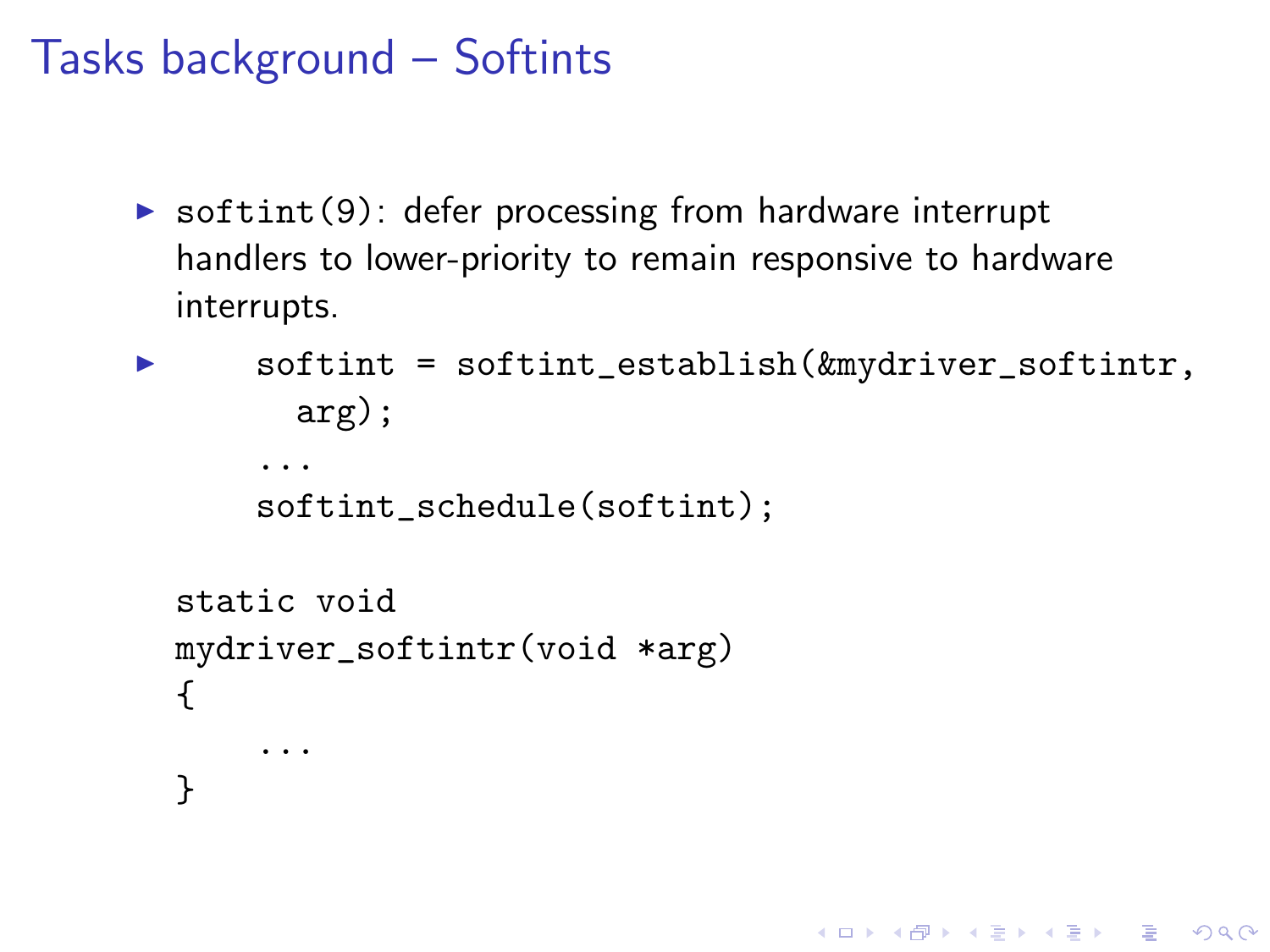# Tasks background – Softints

- `softint(9)`: defer processing from hardware interrupt handlers to lower-priority to remain responsive to hardware interrupts.
- ```
      softint = softint_establish(&mydriver_softintr,
        arg);
      ...
      softint_schedule(softint);

  static void
  mydriver_softintr(void *arg)
  {
      ...
  }
  ```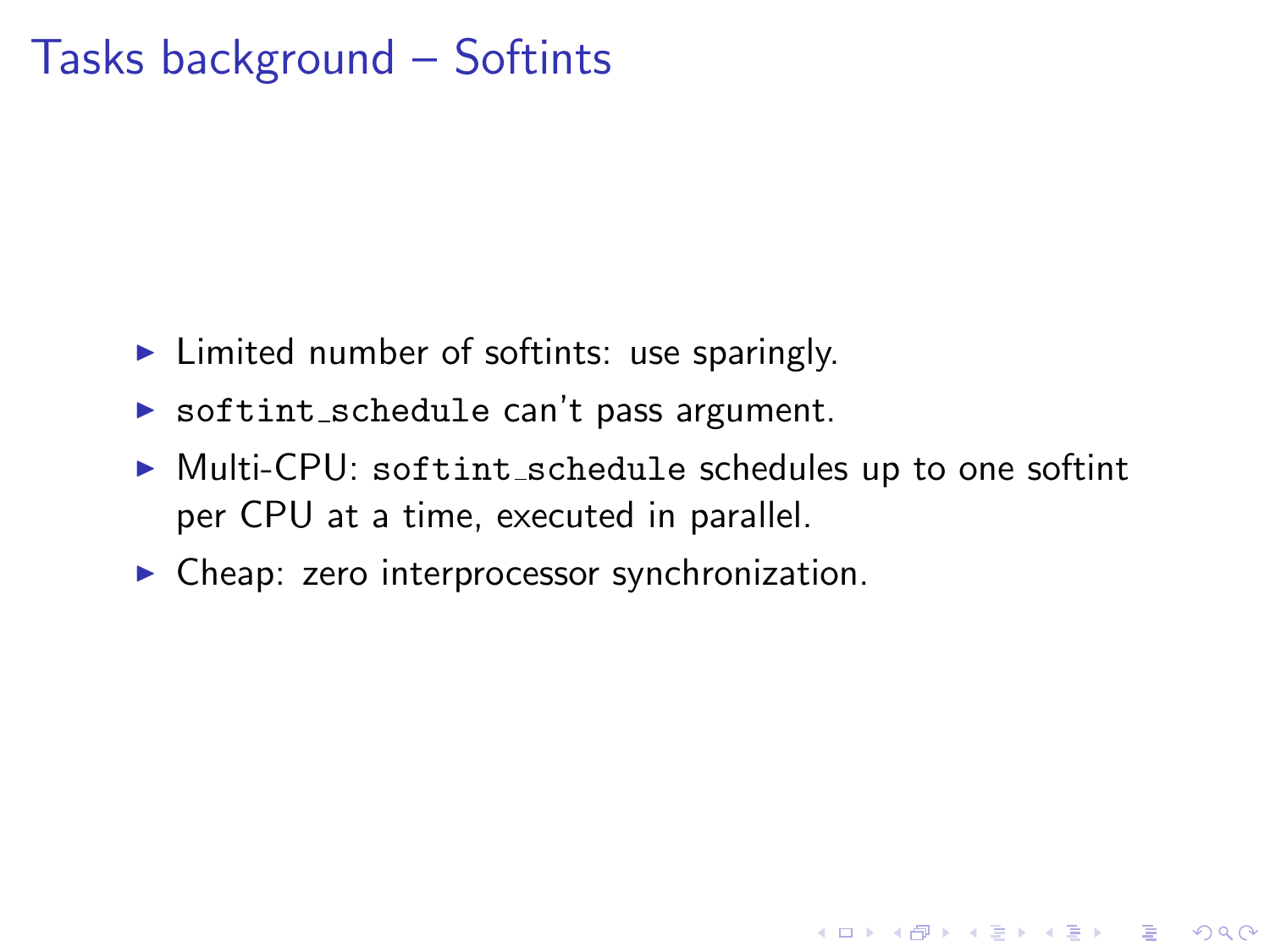# Tasks background – Softints

- Limited number of softints: use sparingly.
- `softint_schedule` can't pass argument.
- Multi-CPU: `softint_schedule` schedules up to one softint per CPU at a time, executed in parallel.
- Cheap: zero interprocessor synchronization.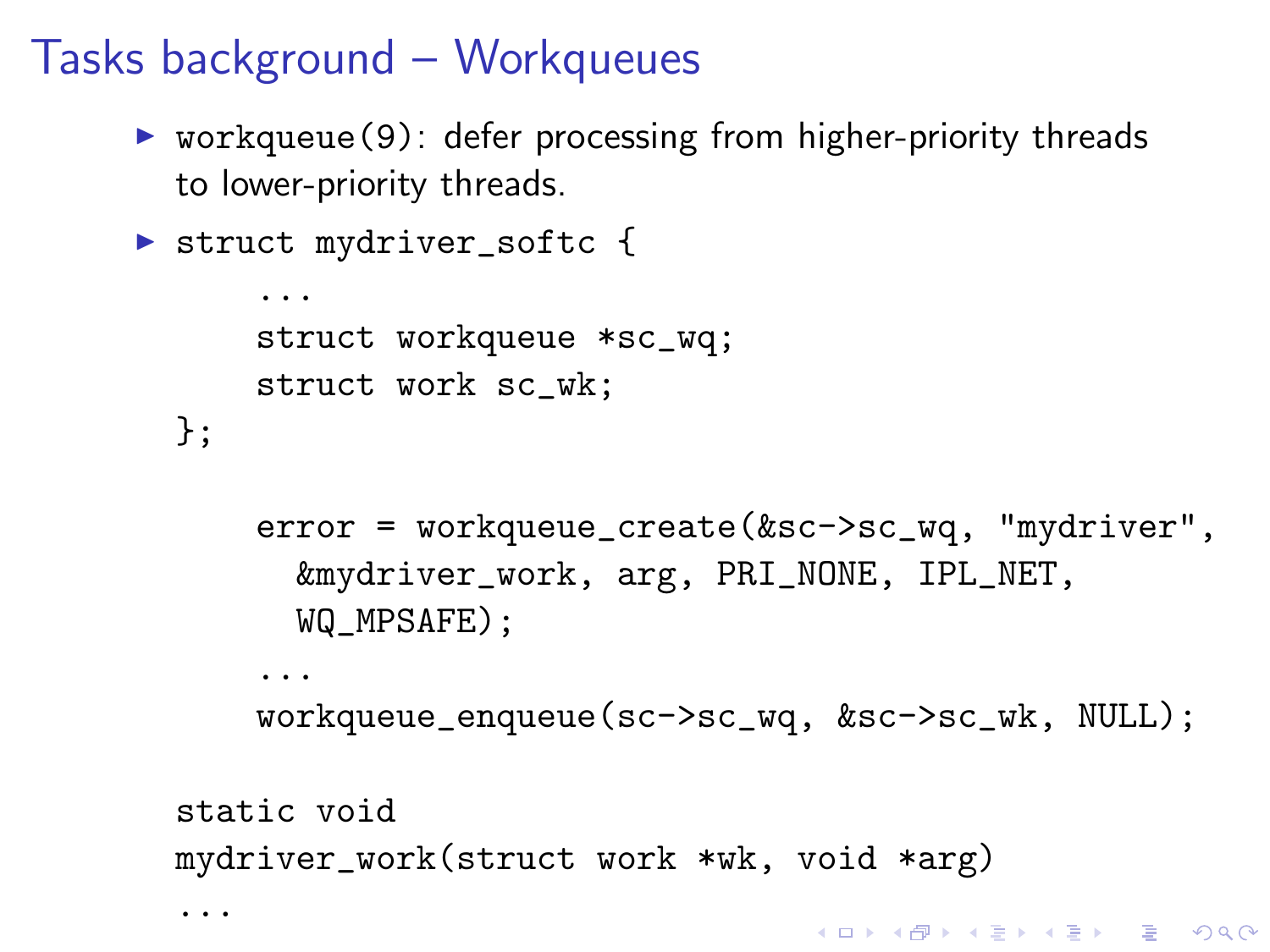# Tasks background – Workqueues

- `workqueue(9)`: defer processing from higher-priority threads to lower-priority threads.
- ```
  struct mydriver_softc {
          ...
          struct workqueue *sc_wq;
          struct work sc_wk;
  };

          error = workqueue_create(&sc->sc_wq, "mydriver",
            &mydriver_work, arg, PRI_NONE, IPL_NET,
            WQ_MPSAFE);
          ...
          workqueue_enqueue(sc->sc_wq, &sc->sc_wk, NULL);

  static void
  mydriver_work(struct work *wk, void *arg)
  ...
  ```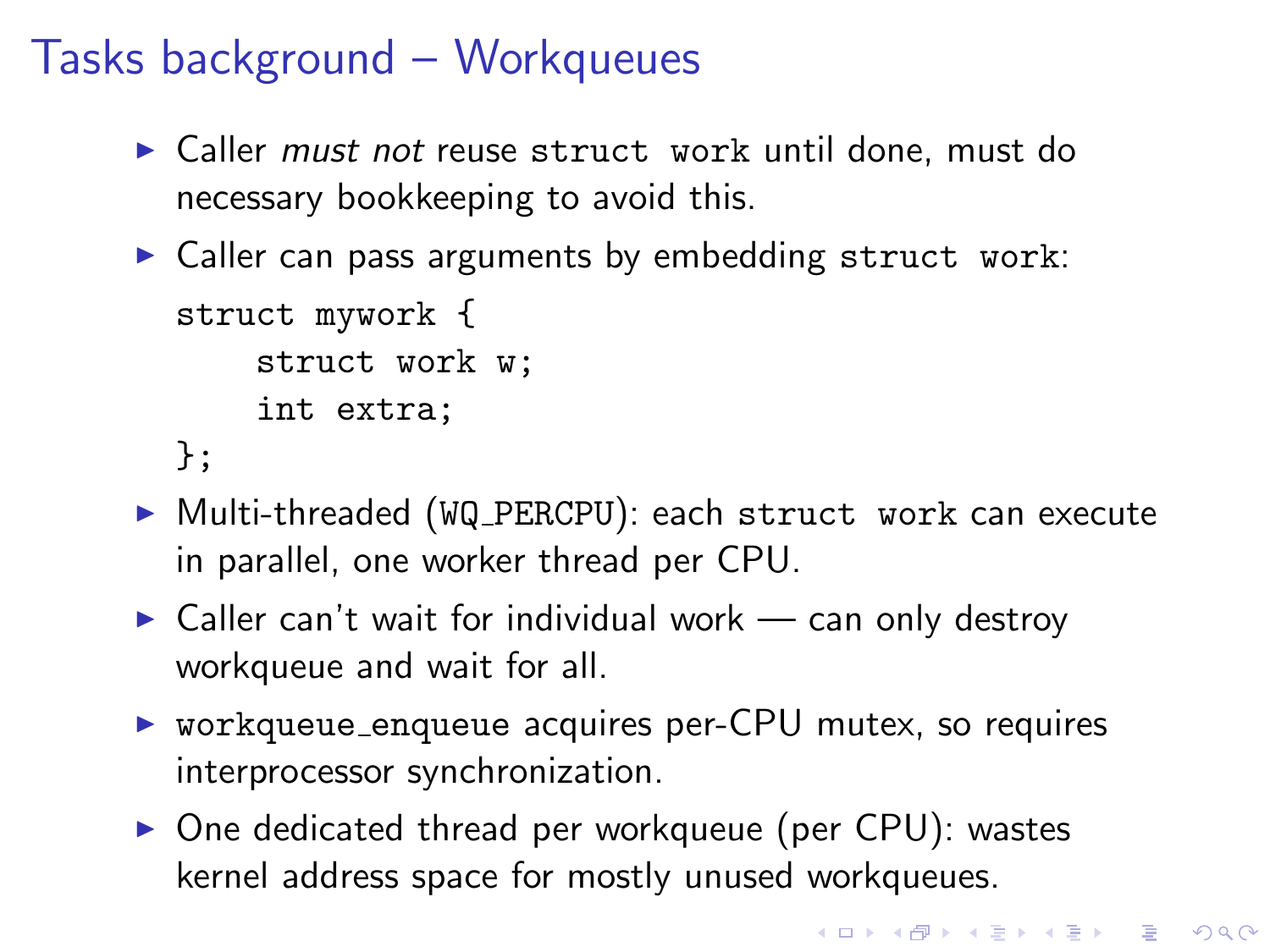# Tasks background – Workqueues

- Caller *must not* reuse `struct work` until done, must do necessary bookkeeping to avoid this.
- Caller can pass arguments by embedding `struct work`:

```
struct mywork {
    struct work w;
    int extra;
};
```

- Multi-threaded (`WQ_PERCPU`): each `struct work` can execute in parallel, one worker thread per CPU.
- Caller can't wait for individual work — can only destroy workqueue and wait for all.
- `workqueue_enqueue` acquires per-CPU mutex, so requires interprocessor synchronization.
- One dedicated thread per workqueue (per CPU): wastes kernel address space for mostly unused workqueues.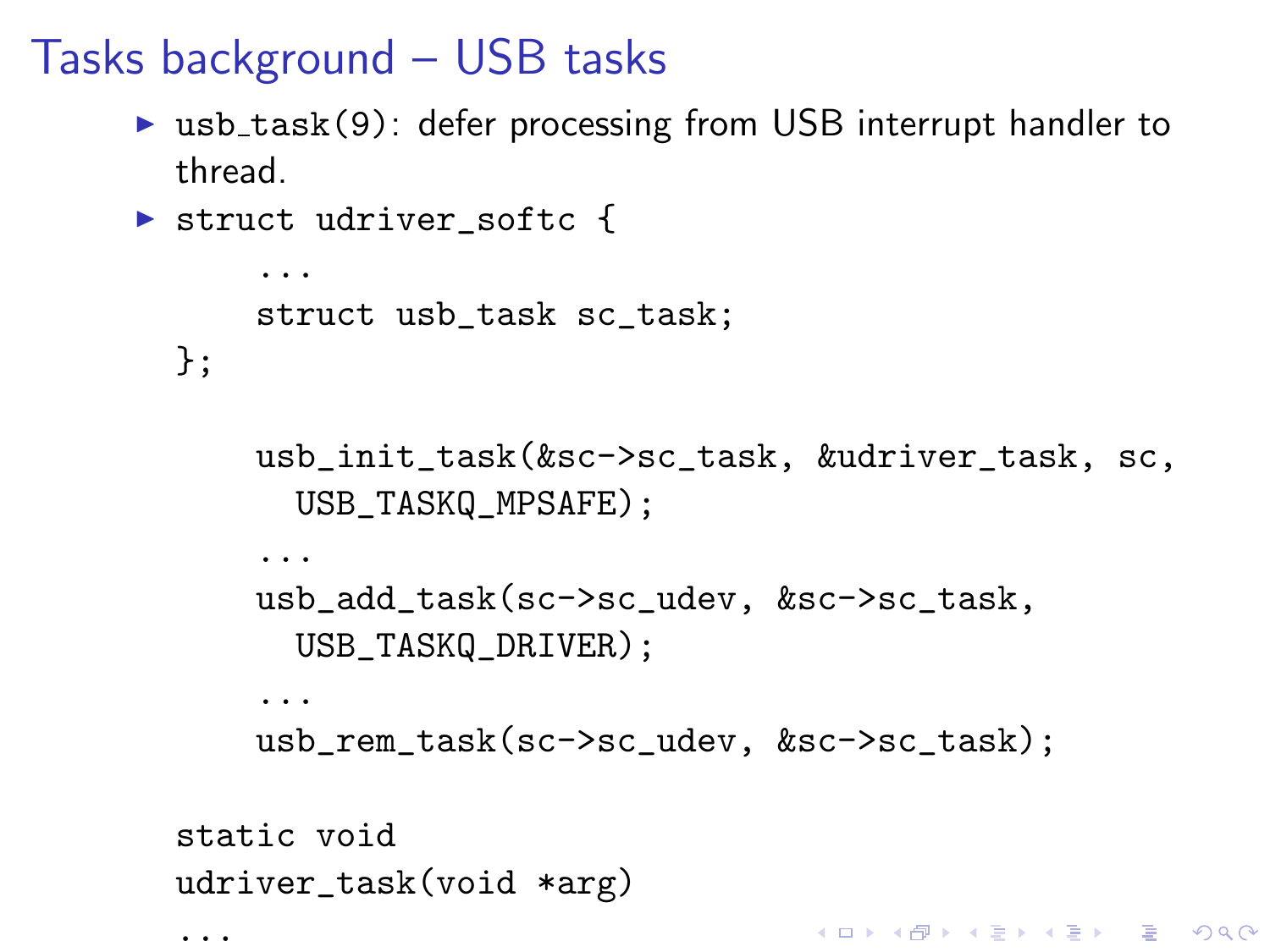# Tasks background – USB tasks

- `usb_task(9)`: defer processing from USB interrupt handler to thread.
- ```
  struct udriver_softc {
      ...
      struct usb_task sc_task;
  };

      usb_init_task(&sc->sc_task, &udriver_task, sc,
        USB_TASKQ_MPSAFE);
      ...
      usb_add_task(sc->sc_udev, &sc->sc_task,
        USB_TASKQ_DRIVER);
      ...
      usb_rem_task(sc->sc_udev, &sc->sc_task);

  static void
  udriver_task(void *arg)
  ...
  ```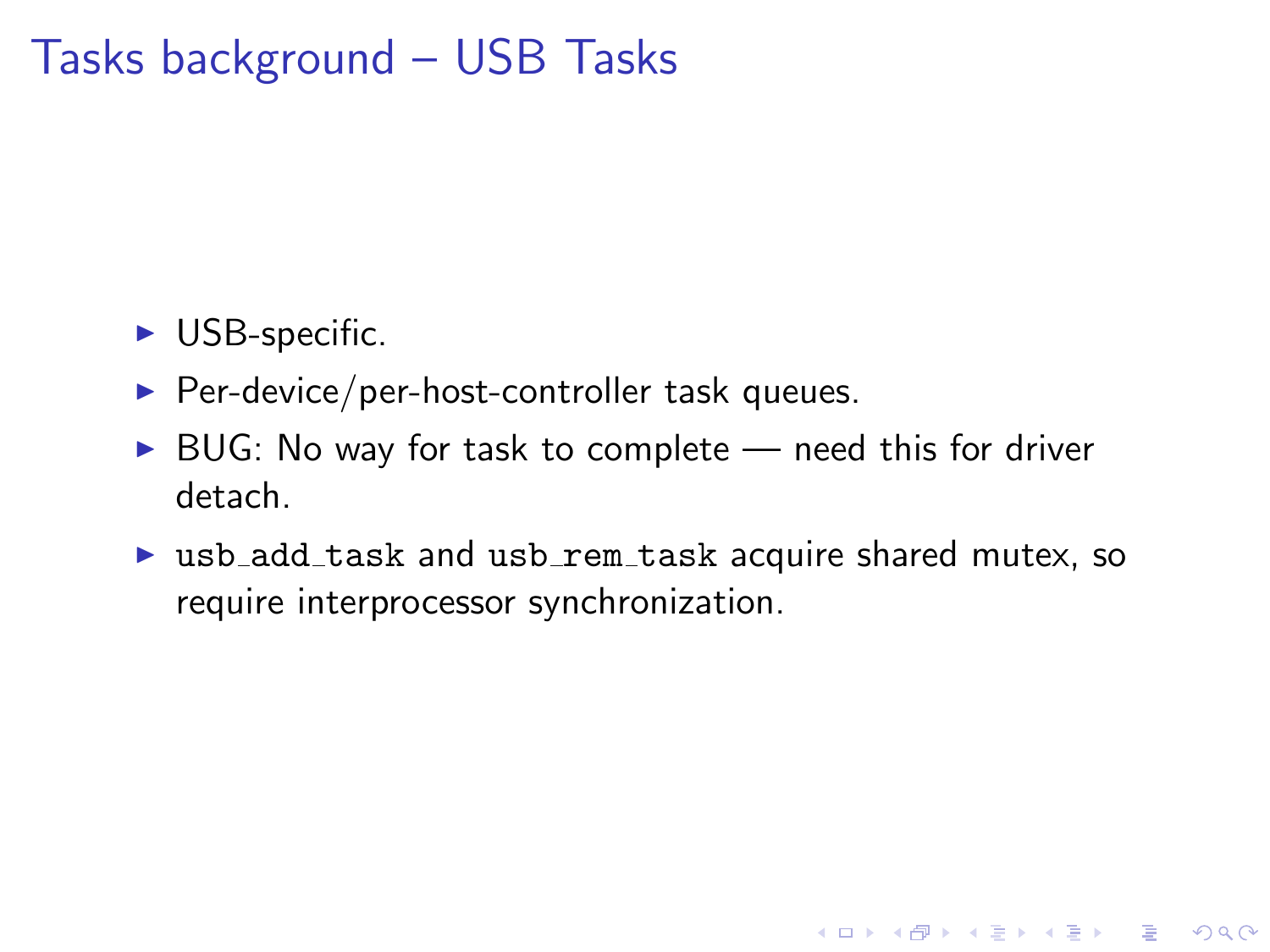# Tasks background – USB Tasks

- USB-specific.
- Per-device/per-host-controller task queues.
- BUG: No way for task to complete — need this for driver detach.
- `usb_add_task` and `usb_rem_task` acquire shared mutex, so require interprocessor synchronization.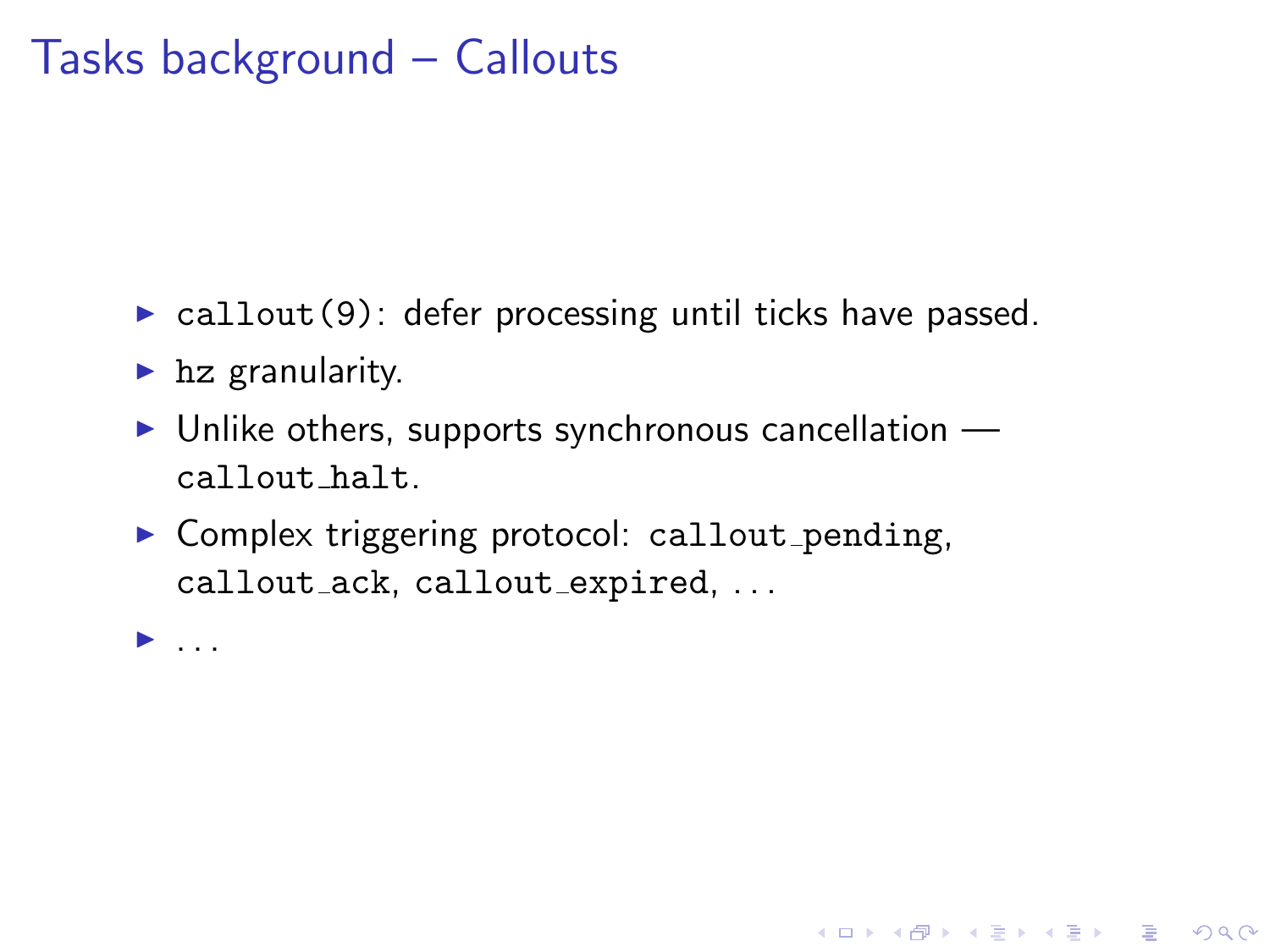# Tasks background – Callouts

- `callout(9)`: defer processing until ticks have passed.
- `hz` granularity.
- Unlike others, supports synchronous cancellation — `callout_halt`.
- Complex triggering protocol: `callout_pending`, `callout_ack`, `callout_expired`, ...
- ...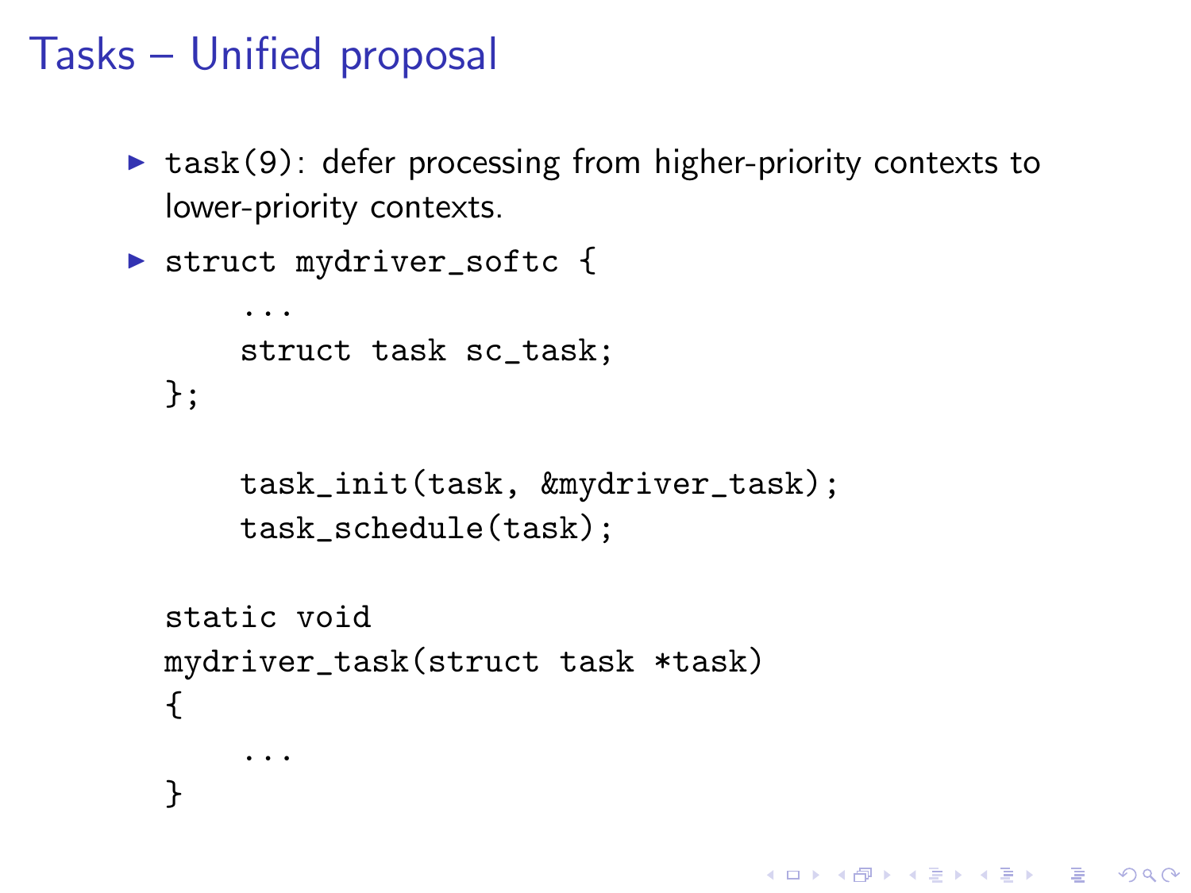# Tasks – Unified proposal

- `task(9)`: defer processing from higher-priority contexts to lower-priority contexts.
- ```
  struct mydriver_softc {
      ...
      struct task sc_task;
  };

      task_init(task, &mydriver_task);
      task_schedule(task);

  static void
  mydriver_task(struct task *task)
  {
      ...
  }
  ```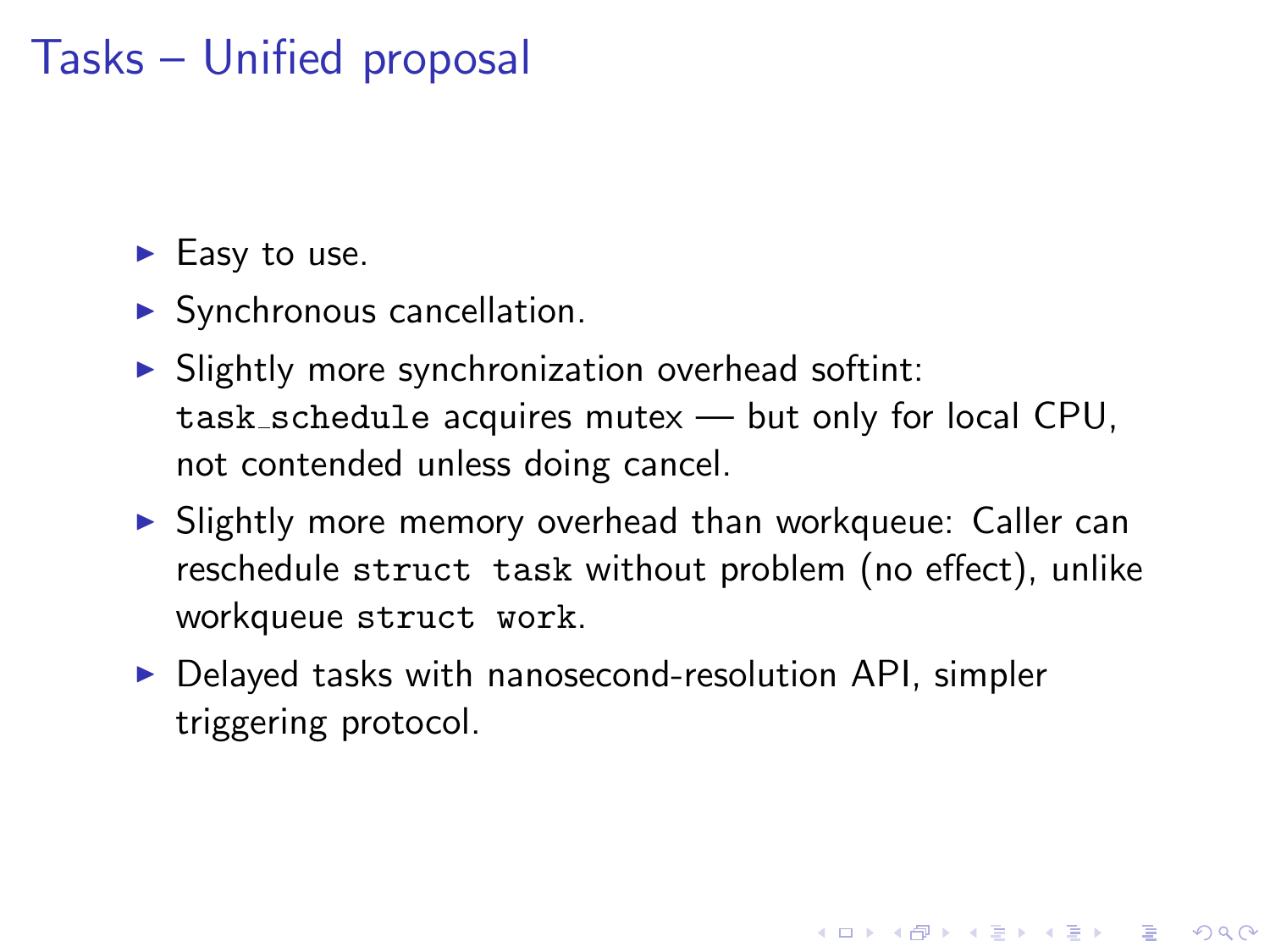# Tasks – Unified proposal

- Easy to use.
- Synchronous cancellation.
- Slightly more synchronization overhead softint: `task_schedule` acquires mutex — but only for local CPU, not contended unless doing cancel.
- Slightly more memory overhead than workqueue: Caller can reschedule `struct task` without problem (no effect), unlike workqueue `struct work`.
- Delayed tasks with nanosecond-resolution API, simpler triggering protocol.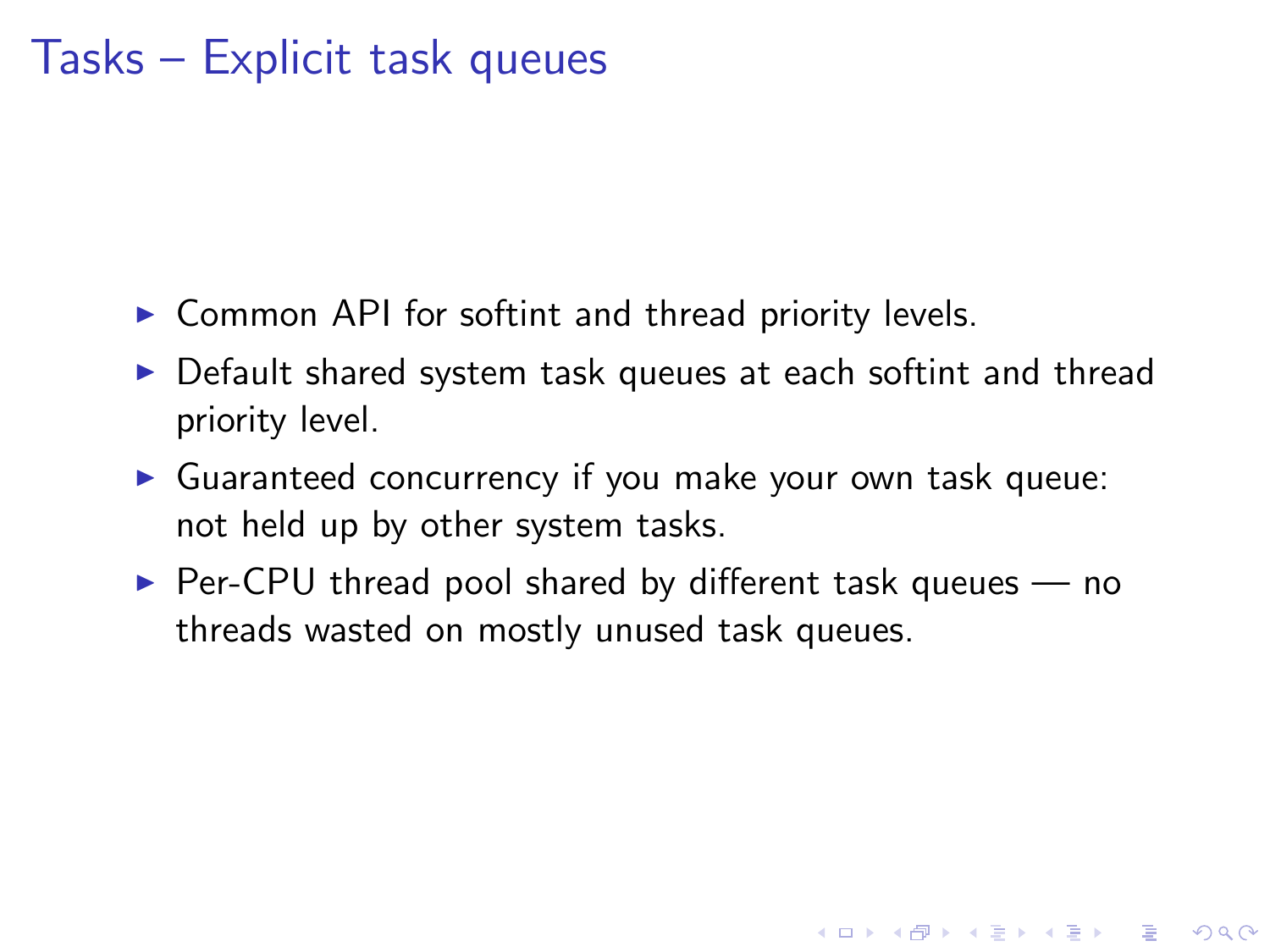# Tasks – Explicit task queues

- Common API for softint and thread priority levels.
- Default shared system task queues at each softint and thread priority level.
- Guaranteed concurrency if you make your own task queue: not held up by other system tasks.
- Per-CPU thread pool shared by different task queues — no threads wasted on mostly unused task queues.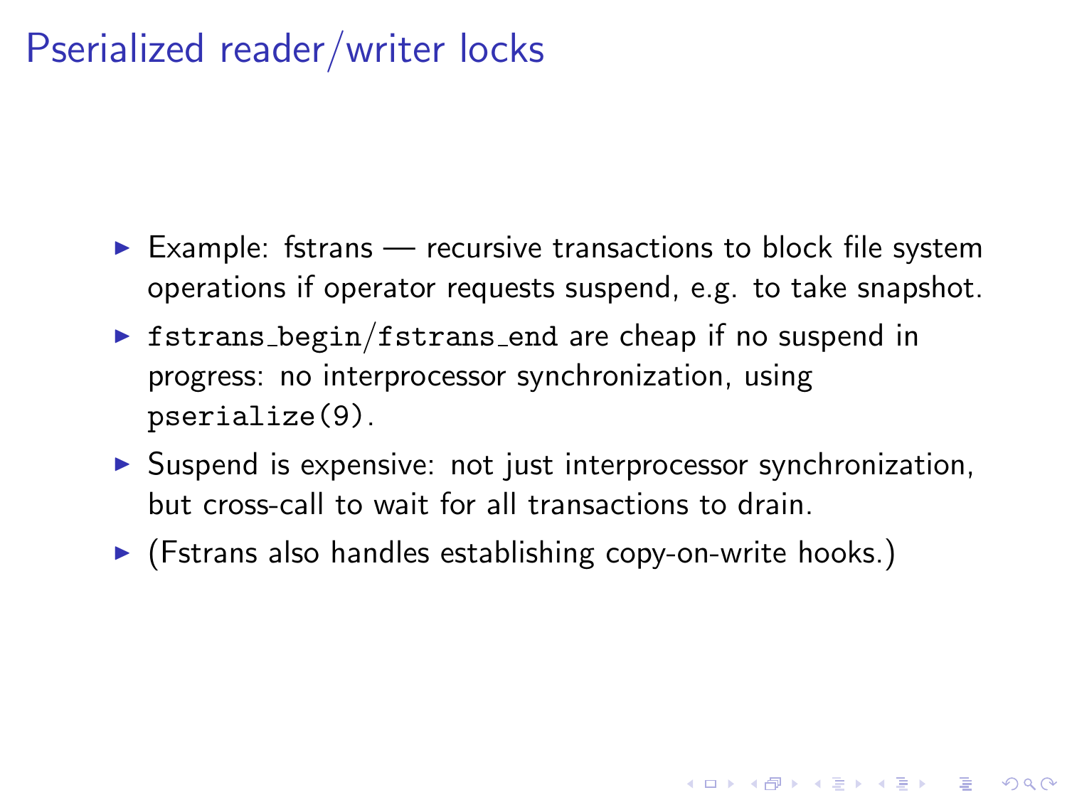# Pserialized reader/writer locks

- Example: fstrans — recursive transactions to block file system operations if operator requests suspend, e.g. to take snapshot.
- `fstrans_begin`/`fstrans_end` are cheap if no suspend in progress: no interprocessor synchronization, using `pserialize(9)`.
- Suspend is expensive: not just interprocessor synchronization, but cross-call to wait for all transactions to drain.
- (Fstrans also handles establishing copy-on-write hooks.)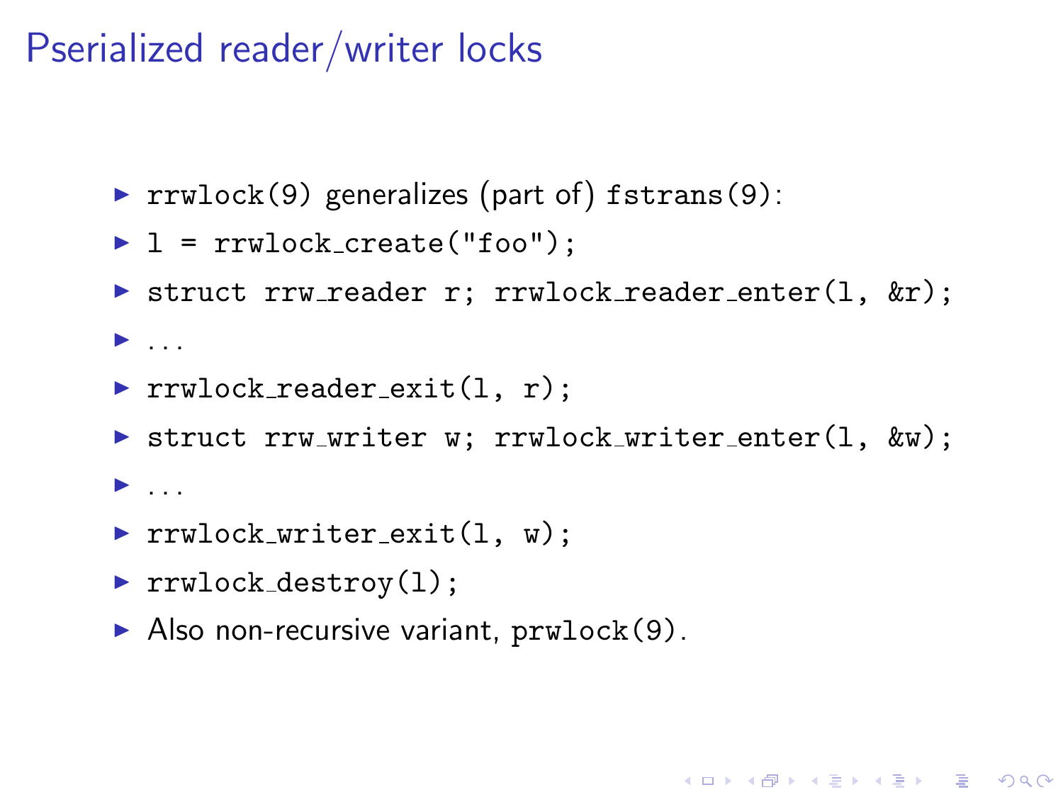# Pserialized reader/writer locks

- `rrwlock(9)` generalizes (part of) `fstrans(9)`:
- `l = rrwlock_create("foo");`
- `struct rrw_reader r; rrwlock_reader_enter(l, &r);`
- ...
- `rrwlock_reader_exit(l, r);`
- `struct rrw_writer w; rrwlock_writer_enter(l, &w);`
- ...
- `rrwlock_writer_exit(l, w);`
- `rrwlock_destroy(l);`
- Also non-recursive variant, `prwlock(9)`.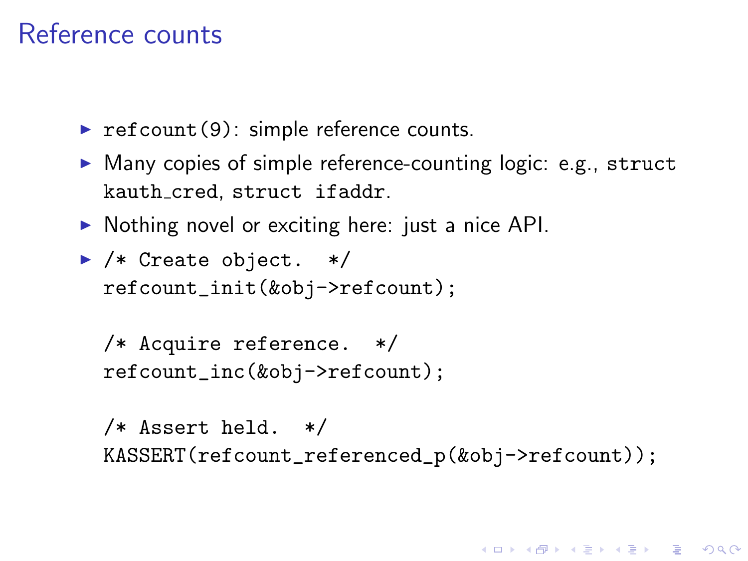# Reference counts

- `refcount(9)`: simple reference counts.
- Many copies of simple reference-counting logic: e.g., `struct kauth_cred`, `struct ifaddr`.
- Nothing novel or exciting here: just a nice API.
- ```
  /* Create object.  */
  refcount_init(&obj->refcount);

  /* Acquire reference.  */
  refcount_inc(&obj->refcount);

  /* Assert held.  */
  KASSERT(refcount_referenced_p(&obj->refcount));
  ```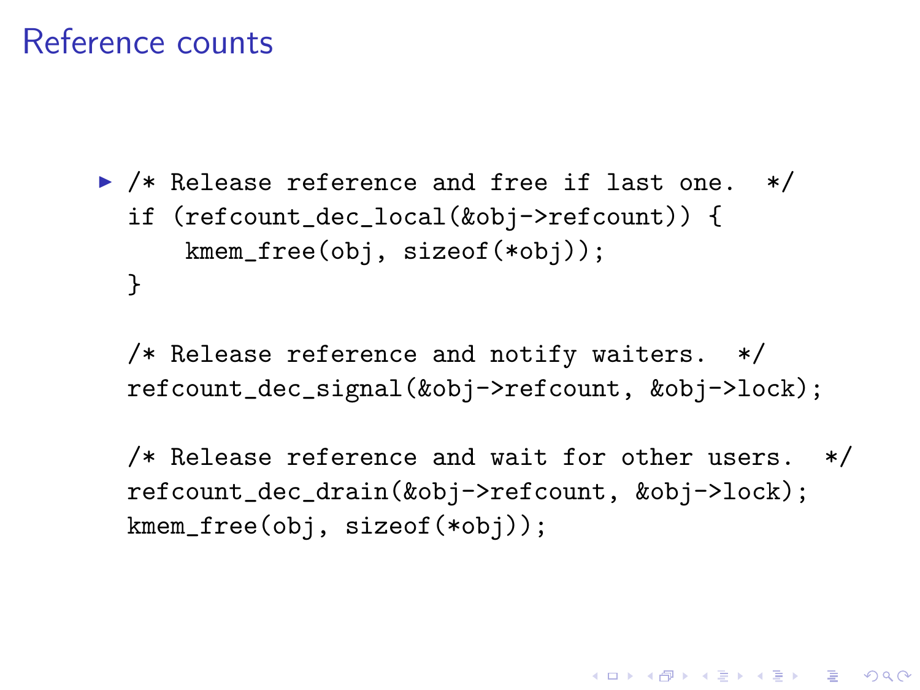# Reference counts

- ```
  /* Release reference and free if last one.  */
  if (refcount_dec_local(&obj->refcount)) {
      kmem_free(obj, sizeof(*obj));
  }

  /* Release reference and notify waiters.  */
  refcount_dec_signal(&obj->refcount, &obj->lock);

  /* Release reference and wait for other users.  */
  refcount_dec_drain(&obj->refcount, &obj->lock);
  kmem_free(obj, sizeof(*obj));
  ```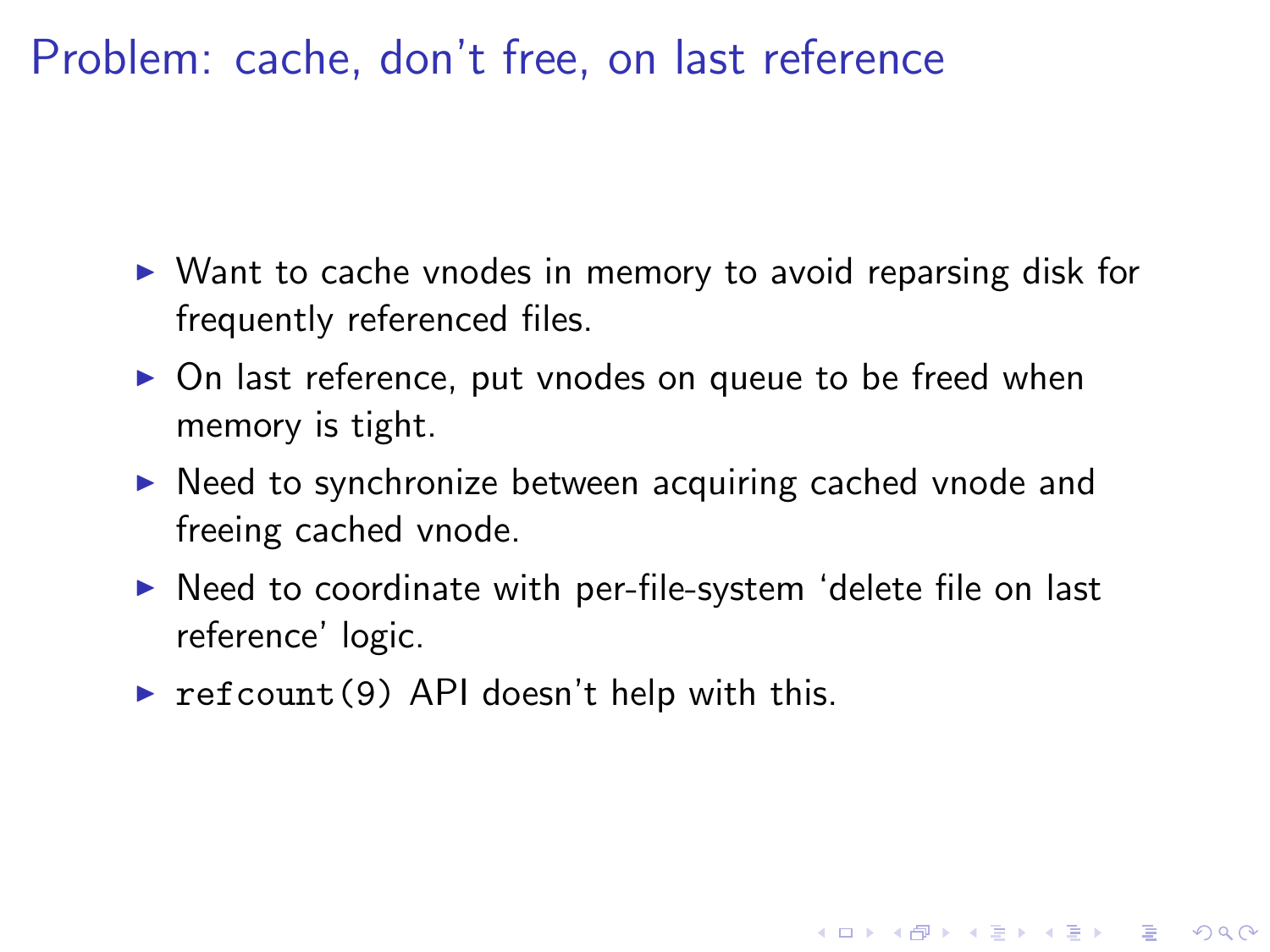# Problem: cache, don't free, on last reference

- Want to cache vnodes in memory to avoid reparsing disk for frequently referenced files.
- On last reference, put vnodes on queue to be freed when memory is tight.
- Need to synchronize between acquiring cached vnode and freeing cached vnode.
- Need to coordinate with per-file-system 'delete file on last reference' logic.
- `refcount(9)` API doesn't help with this.